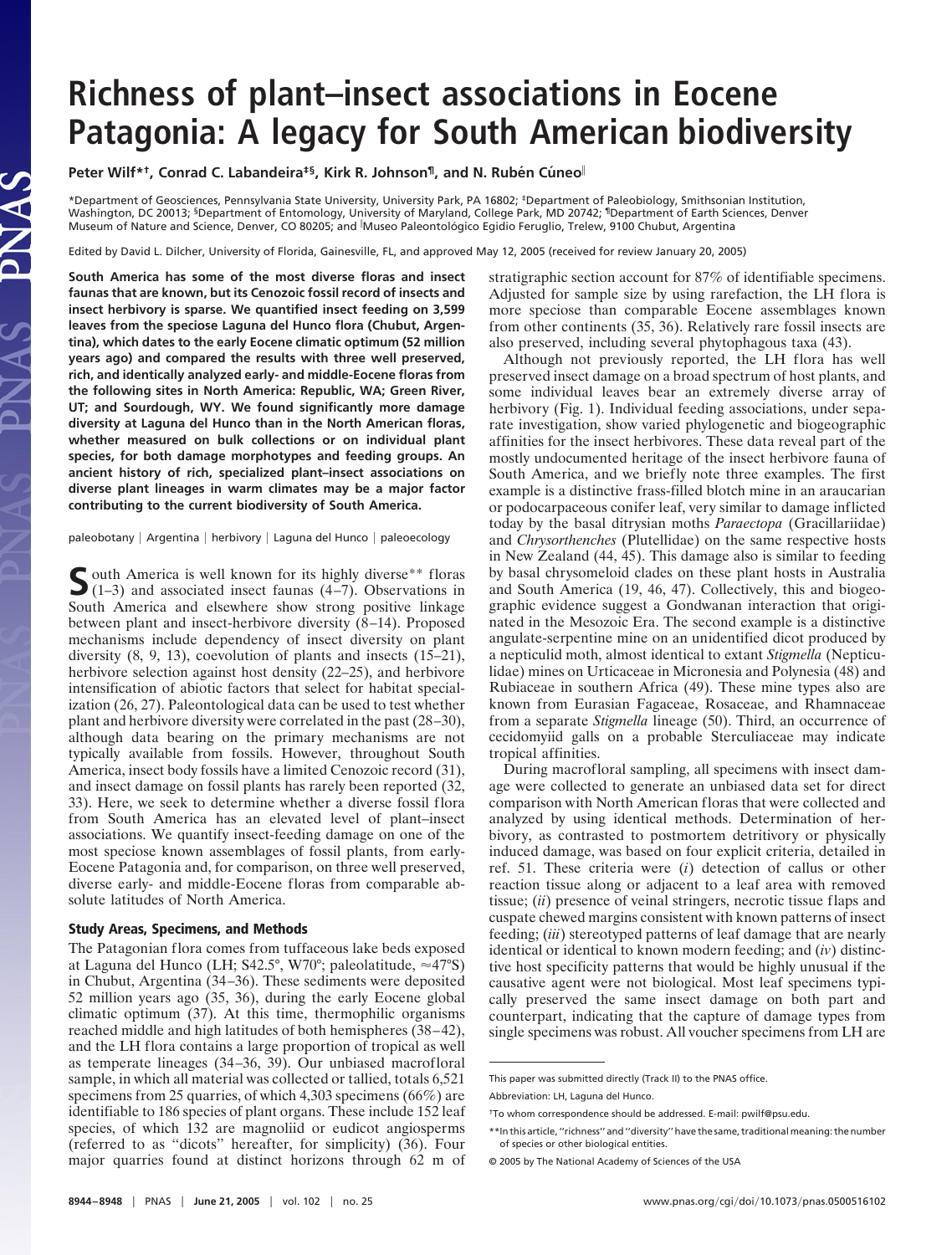# Richness of plant–insect associations in Eocene Patagonia: A legacy for South American biodiversity

**Peter Wilf*†, Conrad C. Labandeira‡§, Kirk R. Johnson¶, and N. Rubén Cúneo‖**

*Department of Geosciences, Pennsylvania State University, University Park, PA 16802; ‡Department of Paleobiology, Smithsonian Institution, Washington, DC 20013; §Department of Entomology, University of Maryland, College Park, MD 20742; ¶Department of Earth Sciences, Denver Museum of Nature and Science, Denver, CO 80205; and ‖Museo Paleontológico Egidio Feruglio, Trelew, 9100 Chubut, Argentina

Edited by David L. Dilcher, University of Florida, Gainesville, FL, and approved May 12, 2005 (received for review January 20, 2005)

**South America has some of the most diverse floras and insect faunas that are known, but its Cenozoic fossil record of insects and insect herbivory is sparse. We quantified insect feeding on 3,599 leaves from the speciose Laguna del Hunco flora (Chubut, Argentina), which dates to the early Eocene climatic optimum (52 million years ago) and compared the results with three well preserved, rich, and identically analyzed early- and middle-Eocene floras from the following sites in North America: Republic, WA; Green River, UT; and Sourdough, WY. We found significantly more damage diversity at Laguna del Hunco than in the North American floras, whether measured on bulk collections or on individual plant species, for both damage morphotypes and feeding groups. An ancient history of rich, specialized plant–insect associations on diverse plant lineages in warm climates may be a major factor contributing to the current biodiversity of South America.**

paleobotany | Argentina | herbivory | Laguna del Hunco | paleoecology

South America is well known for its highly diverse** floras (1–3) and associated insect faunas (4–7). Observations in South America and elsewhere show strong positive linkage between plant and insect-herbivore diversity (8–14). Proposed mechanisms include dependency of insect diversity on plant diversity (8, 9, 13), coevolution of plants and insects (15–21), herbivore selection against host density (22–25), and herbivore intensification of abiotic factors that select for habitat specialization (26, 27). Paleontological data can be used to test whether plant and herbivore diversity were correlated in the past (28–30), although data bearing on the primary mechanisms are not typically available from fossils. However, throughout South America, insect body fossils have a limited Cenozoic record (31), and insect damage on fossil plants has rarely been reported (32, 33). Here, we seek to determine whether a diverse fossil flora from South America has an elevated level of plant–insect associations. We quantify insect-feeding damage on one of the most speciose known assemblages of fossil plants, from early-Eocene Patagonia and, for comparison, on three well preserved, diverse early- and middle-Eocene floras from comparable absolute latitudes of North America.

## Study Areas, Specimens, and Methods

The Patagonian flora comes from tuffaceous lake beds exposed at Laguna del Hunco (LH; S42.5°, W70°; paleolatitude, ≈47°S) in Chubut, Argentina (34–36). These sediments were deposited 52 million years ago (35, 36), during the early Eocene global climatic optimum (37). At this time, thermophilic organisms reached middle and high latitudes of both hemispheres (38–42), and the LH flora contains a large proportion of tropical as well as temperate lineages (34–36, 39). Our unbiased macrofloral sample, in which all material was collected or tallied, totals 6,521 specimens from 25 quarries, of which 4,303 specimens (66%) are identifiable to 186 species of plant organs. These include 152 leaf species, of which 132 are magnoliid or eudicot angiosperms (referred to as "dicots" hereafter, for simplicity) (36). Four major quarries found at distinct horizons through 62 m of stratigraphic section account for 87% of identifiable specimens. Adjusted for sample size by using rarefaction, the LH flora is more speciose than comparable Eocene assemblages known from other continents (35, 36). Relatively rare fossil insects are also preserved, including several phytophagous taxa (43).

Although not previously reported, the LH flora has well preserved insect damage on a broad spectrum of host plants, and some individual leaves bear an extremely diverse array of herbivory (Fig. 1). Individual feeding associations, under separate investigation, show varied phylogenetic and biogeographic affinities for the insect herbivores. These data reveal part of the mostly undocumented heritage of the insect herbivore fauna of South America, and we briefly note three examples. The first example is a distinctive frass-filled blotch mine in an araucarian or podocarpaceous conifer leaf, very similar to damage inflicted today by the basal ditrysian moths *Paraectopa* (Gracillariidae) and *Chrysorthenches* (Plutellidae) on the same respective hosts in New Zealand (44, 45). This damage also is similar to feeding by basal chrysomeloid clades on these plant hosts in Australia and South America (19, 46, 47). Collectively, this and biogeographic evidence suggest a Gondwanan interaction that originated in the Mesozoic Era. The second example is a distinctive angulate-serpentine mine on an unidentified dicot produced by a nepticulid moth, almost identical to extant *Stigmella* (Nepticulidae) mines on Urticaceae in Micronesia and Polynesia (48) and Rubiaceae in southern Africa (49). These mine types also are known from Eurasian Fagaceae, Rosaceae, and Rhamnaceae from a separate *Stigmella* lineage (50). Third, an occurrence of cecidomyiid galls on a probable Sterculiaceae may indicate tropical affinities.

During macrofloral sampling, all specimens with insect damage were collected to generate an unbiased data set for direct comparison with North American floras that were collected and analyzed by using identical methods. Determination of herbivory, as contrasted to postmortem detritivory or physically induced damage, was based on four explicit criteria, detailed in ref. 51. These criteria were (*i*) detection of callus or other reaction tissue along or adjacent to a leaf area with removed tissue; (*ii*) presence of veinal stringers, necrotic tissue flaps and cuspate chewed margins consistent with known patterns of insect feeding; (*iii*) stereotyped patterns of leaf damage that are nearly identical or identical to known modern feeding; and (*iv*) distinctive host specificity patterns that would be highly unusual if the causative agent were not biological. Most leaf specimens typically preserved the same insect damage on both part and counterpart, indicating that the capture of damage types from single specimens was robust. All voucher specimens from LH are

This paper was submitted directly (Track II) to the PNAS office.

Abbreviation: LH, Laguna del Hunco.

†To whom correspondence should be addressed. E-mail: pwilf@psu.edu.

**In this article, "richness" and "diversity" have the same, traditional meaning: the number of species or other biological entities.

© 2005 by The National Academy of Sciences of the USA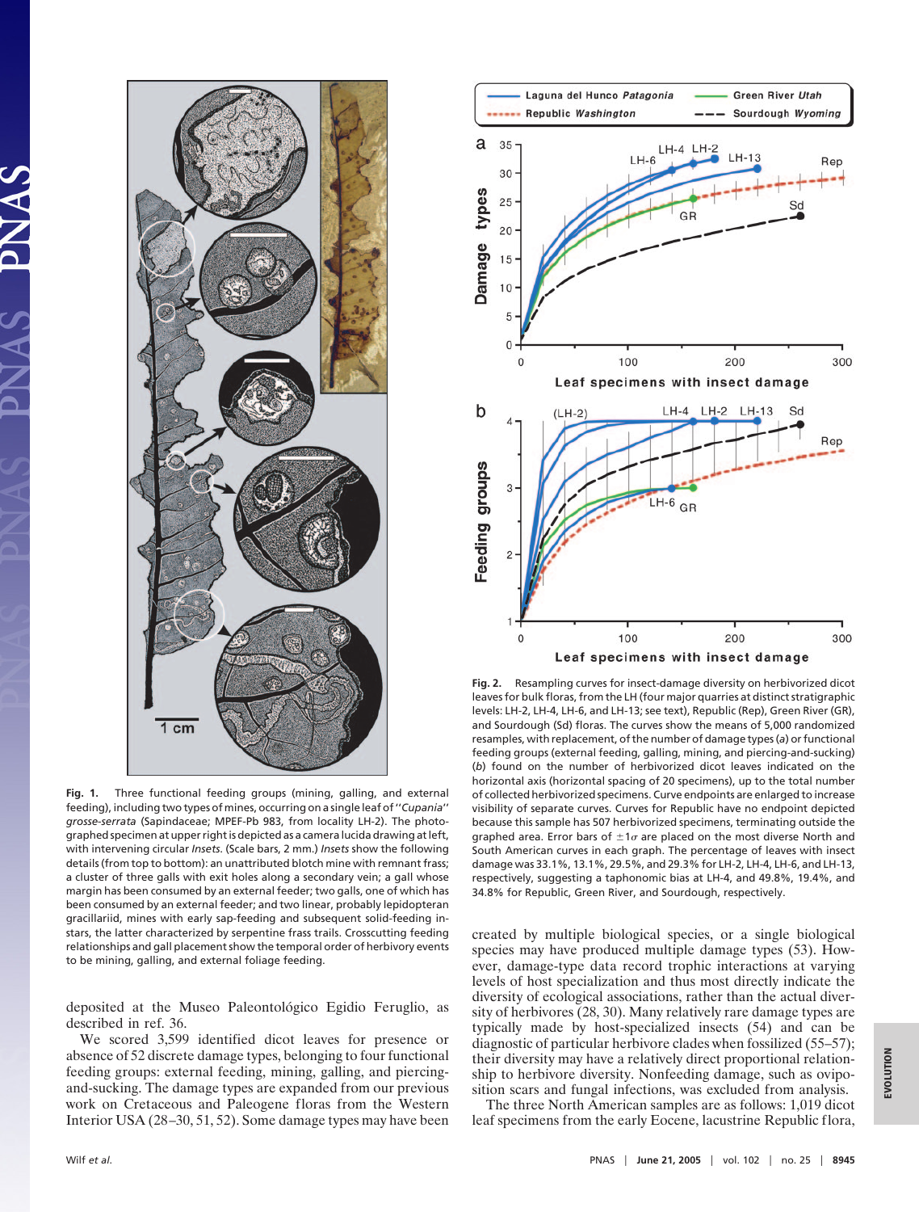**Fig. 1.** Three functional feeding groups (mining, galling, and external feeding), including two types of mines, occurring on a single leaf of ''*Cupania*'' *grosse-serrata* (Sapindaceae; MPEF-Pb 983, from locality LH-2). The photographed specimen at upper right is depicted as a camera lucida drawing at left, with intervening circular *Insets*. (Scale bars, 2 mm.) *Insets* show the following details (from top to bottom): an unattributed blotch mine with remnant frass; a cluster of three galls with exit holes along a secondary vein; a gall whose margin has been consumed by an external feeder; two galls, one of which has been consumed by an external feeder; and two linear, probably lepidopteran gracillariid, mines with early sap-feeding and subsequent solid-feeding instars, the latter characterized by serpentine frass trails. Crosscutting feeding relationships and gall placement show the temporal order of herbivory events to be mining, galling, and external foliage feeding.

**Fig. 2.** Resampling curves for insect-damage diversity on herbivorized dicot leaves for bulk floras, from the LH (four major quarries at distinct stratigraphic levels: LH-2, LH-4, LH-6, and LH-13; see text), Republic (Rep), Green River (GR), and Sourdough (Sd) floras. The curves show the means of 5,000 randomized resamples, with replacement, of the number of damage types (*a*) or functional feeding groups (external feeding, galling, mining, and piercing-and-sucking) (*b*) found on the number of herbivorized dicot leaves indicated on the horizontal axis (horizontal spacing of 20 specimens), up to the total number of collected herbivorized specimens. Curve endpoints are enlarged to increase visibility of separate curves. Curves for Republic have no endpoint depicted because this sample has 507 herbivorized specimens, terminating outside the graphed area. Error bars of $\pm 1\sigma$ are placed on the most diverse North and South American curves in each graph. The percentage of leaves with insect damage was 33.1%, 13.1%, 29.5%, and 29.3% for LH-2, LH-4, LH-6, and LH-13, respectively, suggesting a taphonomic bias at LH-4, and 49.8%, 19.4%, and 34.8% for Republic, Green River, and Sourdough, respectively.

deposited at the Museo Paleontológico Egidio Feruglio, as described in ref. 36.

We scored 3,599 identified dicot leaves for presence or absence of 52 discrete damage types, belonging to four functional feeding groups: external feeding, mining, galling, and piercing-and-sucking. The damage types are expanded from our previous work on Cretaceous and Paleogene floras from the Western Interior USA (28–30, 51, 52). Some damage types may have been created by multiple biological species, or a single biological species may have produced multiple damage types (53). However, damage-type data record trophic interactions at varying levels of host specialization and thus most directly indicate the diversity of ecological associations, rather than the actual diversity of herbivores (28, 30). Many relatively rare damage types are typically made by host-specialized insects (54) and can be diagnostic of particular herbivore clades when fossilized (55–57); their diversity may have a relatively direct proportional relationship to herbivore diversity. Nonfeeding damage, such as oviposition scars and fungal infections, was excluded from analysis.

The three North American samples are as follows: 1,019 dicot leaf specimens from the early Eocene, lacustrine Republic flora,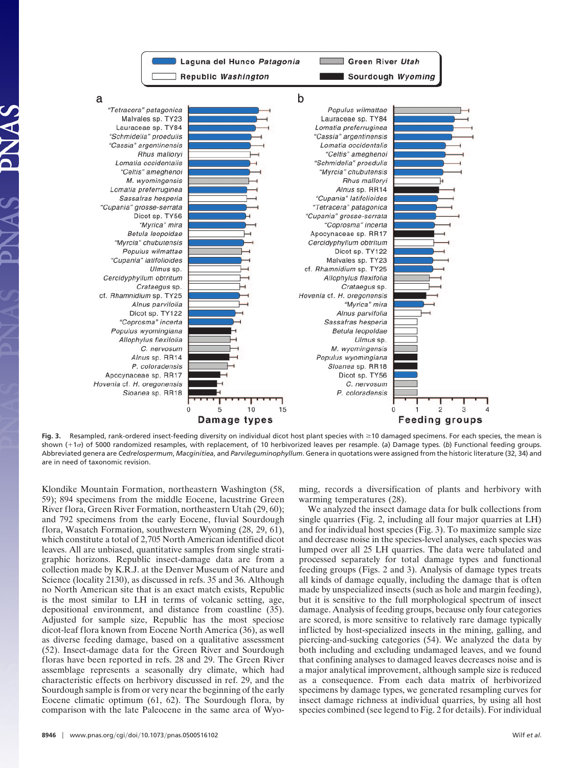**Fig. 3.** Resampled, rank-ordered insect-feeding diversity on individual dicot host plant species with ≥10 damaged specimens. For each species, the mean is shown (+1σ) of 5000 randomized resamples, with replacement, of 10 herbivorized leaves per resample. (*a*) Damage types. (*b*) Functional feeding groups. Abbreviated genera are *Cedrelospermum*, *Macginitiea*, and *Parvileguminophyllum*. Genera in quotations were assigned from the historic literature (32, 34) and are in need of taxonomic revision.

Klondike Mountain Formation, northeastern Washington (58, 59); 894 specimens from the middle Eocene, lacustrine Green River flora, Green River Formation, northeastern Utah (29, 60); and 792 specimens from the early Eocene, fluvial Sourdough flora, Wasatch Formation, southwestern Wyoming (28, 29, 61), which constitute a total of 2,705 North American identified dicot leaves. All are unbiased, quantitative samples from single stratigraphic horizons. Republic insect-damage data are from a collection made by K.R.J. at the Denver Museum of Nature and Science (locality 2130), as discussed in refs. 35 and 36. Although no North American site that is an exact match exists, Republic is the most similar to LH in terms of volcanic setting, age, depositional environment, and distance from coastline (35). Adjusted for sample size, Republic has the most speciose dicot-leaf flora known from Eocene North America (36), as well as diverse feeding damage, based on a qualitative assessment (52). Insect-damage data for the Green River and Sourdough floras have been reported in refs. 28 and 29. The Green River assemblage represents a seasonally dry climate, which had characteristic effects on herbivory discussed in ref. 29, and the Sourdough sample is from or very near the beginning of the early Eocene climatic optimum (61, 62). The Sourdough flora, by comparison with the late Paleocene in the same area of Wyoming, records a diversification of plants and herbivory with warming temperatures (28).

We analyzed the insect damage data for bulk collections from single quarries (Fig. 2, including all four major quarries at LH) and for individual host species (Fig. 3). To maximize sample size and decrease noise in the species-level analyses, each species was lumped over all 25 LH quarries. The data were tabulated and processed separately for total damage types and functional feeding groups (Figs. 2 and 3). Analysis of damage types treats all kinds of damage equally, including the damage that is often made by unspecialized insects (such as hole and margin feeding), but it is sensitive to the full morphological spectrum of insect damage. Analysis of feeding groups, because only four categories are scored, is more sensitive to relatively rare damage typically inflicted by host-specialized insects in the mining, galling, and piercing-and-sucking categories (54). We analyzed the data by both including and excluding undamaged leaves, and we found that confining analyses to damaged leaves decreases noise and is a major analytical improvement, although sample size is reduced as a consequence. From each data matrix of herbivorized specimens by damage types, we generated resampling curves for insect damage richness at individual quarries, by using all host species combined (see legend to Fig. 2 for details). For individual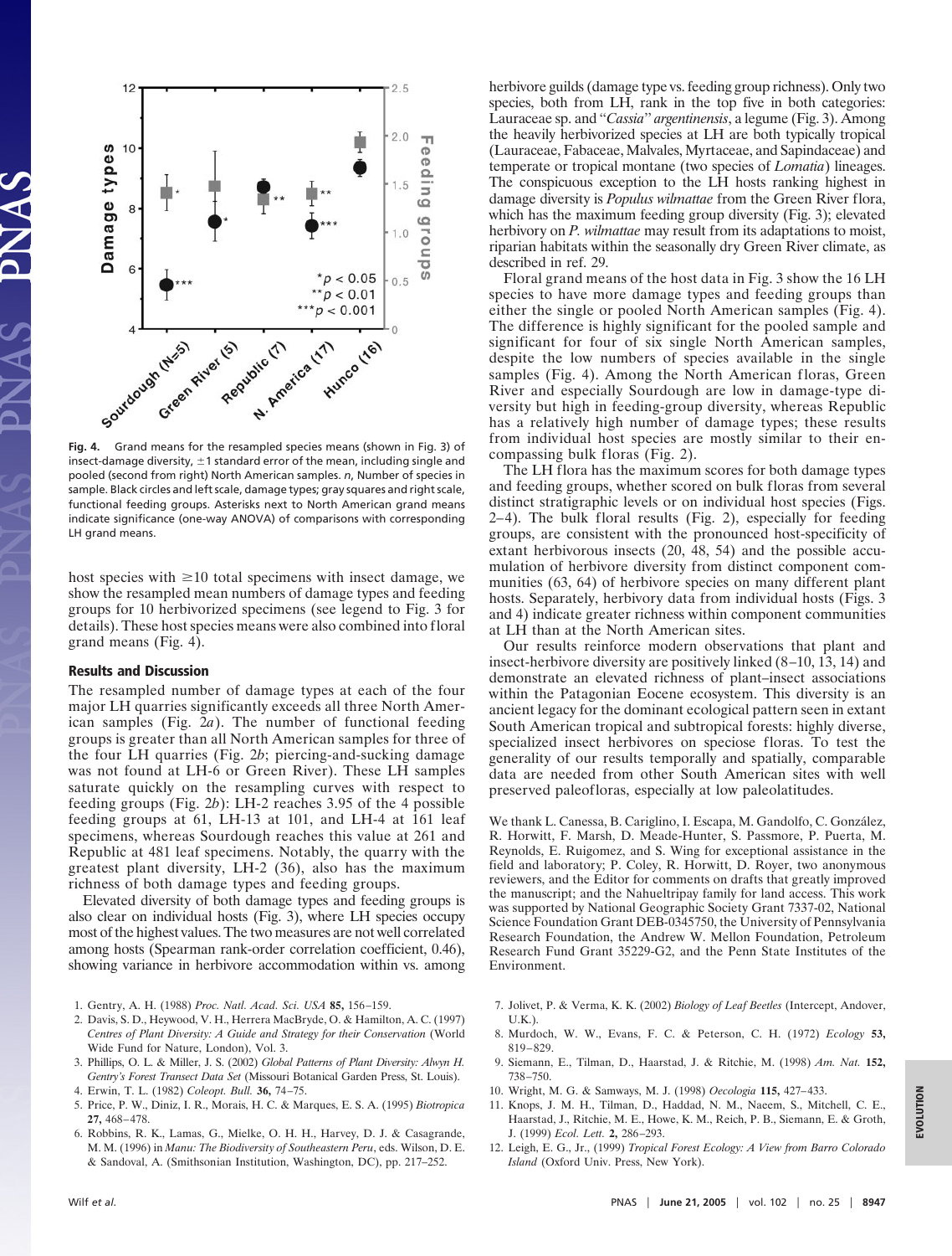**Fig. 4.** Grand means for the resampled species means (shown in Fig. 3) of insect-damage diversity, ±1 standard error of the mean, including single and pooled (second from right) North American samples. *n*, Number of species in sample. Black circles and left scale, damage types; gray squares and right scale, functional feeding groups. Asterisks next to North American grand means indicate significance (one-way ANOVA) of comparisons with corresponding LH grand means.

host species with ≥10 total specimens with insect damage, we show the resampled mean numbers of damage types and feeding groups for 10 herbivorized specimens (see legend to Fig. 3 for details). These host species means were also combined into floral grand means (Fig. 4).

## Results and Discussion

The resampled number of damage types at each of the four major LH quarries significantly exceeds all three North American samples (Fig. 2*a*). The number of functional feeding groups is greater than all North American samples for three of the four LH quarries (Fig. 2*b*; piercing-and-sucking damage was not found at LH-6 or Green River). These LH samples saturate quickly on the resampling curves with respect to feeding groups (Fig. 2*b*): LH-2 reaches 3.95 of the 4 possible feeding groups at 61, LH-13 at 101, and LH-4 at 161 leaf specimens, whereas Sourdough reaches this value at 261 and Republic at 481 leaf specimens. Notably, the quarry with the greatest plant diversity, LH-2 (36), also has the maximum richness of both damage types and feeding groups.

Elevated diversity of both damage types and feeding groups is also clear on individual hosts (Fig. 3), where LH species occupy most of the highest values. The two measures are not well correlated among hosts (Spearman rank-order correlation coefficient, 0.46), showing variance in herbivore accommodation within vs. among herbivore guilds (damage type vs. feeding group richness). Only two species, both from LH, rank in the top five in both categories: Lauraceae sp. and "*Cassia*" *argentinensis*, a legume (Fig. 3). Among the heavily herbivorized species at LH are both typically tropical (Lauraceae, Fabaceae, Malvales, Myrtaceae, and Sapindaceae) and temperate or tropical montane (two species of *Lomatia*) lineages. The conspicuous exception to the LH hosts ranking highest in damage diversity is *Populus wilmattae* from the Green River flora, which has the maximum feeding group diversity (Fig. 3); elevated herbivory on *P. wilmattae* may result from its adaptations to moist, riparian habitats within the seasonally dry Green River climate, as described in ref. 29.

Floral grand means of the host data in Fig. 3 show the 16 LH species to have more damage types and feeding groups than either the single or pooled North American samples (Fig. 4). The difference is highly significant for the pooled sample and significant for four of six single North American samples, despite the low numbers of species available in the single samples (Fig. 4). Among the North American floras, Green River and especially Sourdough are low in damage-type diversity but high in feeding-group diversity, whereas Republic has a relatively high number of damage types; these results from individual host species are mostly similar to their encompassing bulk floras (Fig. 2).

The LH flora has the maximum scores for both damage types and feeding groups, whether scored on bulk floras from several distinct stratigraphic levels or on individual host species (Figs. 2–4). The bulk floral results (Fig. 2), especially for feeding groups, are consistent with the pronounced host-specificity of extant herbivorous insects (20, 48, 54) and the possible accumulation of herbivore diversity from distinct component communities (63, 64) of herbivore species on many different plant hosts. Separately, herbivory data from individual hosts (Figs. 3 and 4) indicate greater richness within component communities at LH than at the North American sites.

Our results reinforce modern observations that plant and insect-herbivore diversity are positively linked (8–10, 13, 14) and demonstrate an elevated richness of plant–insect associations within the Patagonian Eocene ecosystem. This diversity is an ancient legacy for the dominant ecological pattern seen in extant South American tropical and subtropical forests: highly diverse, specialized insect herbivores on speciose floras. To test the generality of our results temporally and spatially, comparable data are needed from other South American sites with well preserved paleofloras, especially at low paleolatitudes.

We thank L. Canessa, B. Cariglino, I. Escapa, M. Gandolfo, C. González, R. Horwitt, F. Marsh, D. Meade-Hunter, S. Passmore, P. Puerta, M. Reynolds, E. Ruigomez, and S. Wing for exceptional assistance in the field and laboratory; P. Coley, R. Horwitt, D. Royer, two anonymous reviewers, and the Editor for comments on drafts that greatly improved the manuscript; and the Nahueltripay family for land access. This work was supported by National Geographic Society Grant 7337-02, National Science Foundation Grant DEB-0345750, the University of Pennsylvania Research Foundation, the Andrew W. Mellon Foundation, Petroleum Research Fund Grant 35229-G2, and the Penn State Institutes of the Environment.

1. Gentry, A. H. (1988) *Proc. Natl. Acad. Sci. USA* **85,** 156–159.
2. Davis, S. D., Heywood, V. H., Herrera MacBryde, O. & Hamilton, A. C. (1997) *Centres of Plant Diversity: A Guide and Strategy for their Conservation* (World Wide Fund for Nature, London), Vol. 3.
3. Phillips, O. L. & Miller, J. S. (2002) *Global Patterns of Plant Diversity: Alwyn H. Gentry's Forest Transect Data Set* (Missouri Botanical Garden Press, St. Louis).
4. Erwin, T. L. (1982) *Coleopt. Bull.* **36,** 74–75.
5. Price, P. W., Diniz, I. R., Morais, H. C. & Marques, E. S. A. (1995) *Biotropica* **27,** 468–478.
6. Robbins, R. K., Lamas, G., Mielke, O. H. H., Harvey, D. J. & Casagrande, M. M. (1996) in *Manu: The Biodiversity of Southeastern Peru*, eds. Wilson, D. E. & Sandoval, A. (Smithsonian Institution, Washington, DC), pp. 217–252.
7. Jolivet, P. & Verma, K. K. (2002) *Biology of Leaf Beetles* (Intercept, Andover, U.K.).
8. Murdoch, W. W., Evans, F. C. & Peterson, C. H. (1972) *Ecology* **53,** 819–829.
9. Siemann, E., Tilman, D., Haarstad, J. & Ritchie, M. (1998) *Am. Nat.* **152,** 738–750.
10. Wright, M. G. & Samways, M. J. (1998) *Oecologia* **115,** 427–433.
11. Knops, J. M. H., Tilman, D., Haddad, N. M., Naeem, S., Mitchell, C. E., Haarstad, J., Ritchie, M. E., Howe, K. M., Reich, P. B., Siemann, E. & Groth, J. (1999) *Ecol. Lett.* **2,** 286–293.
12. Leigh, E. G., Jr., (1999) *Tropical Forest Ecology: A View from Barro Colorado Island* (Oxford Univ. Press, New York).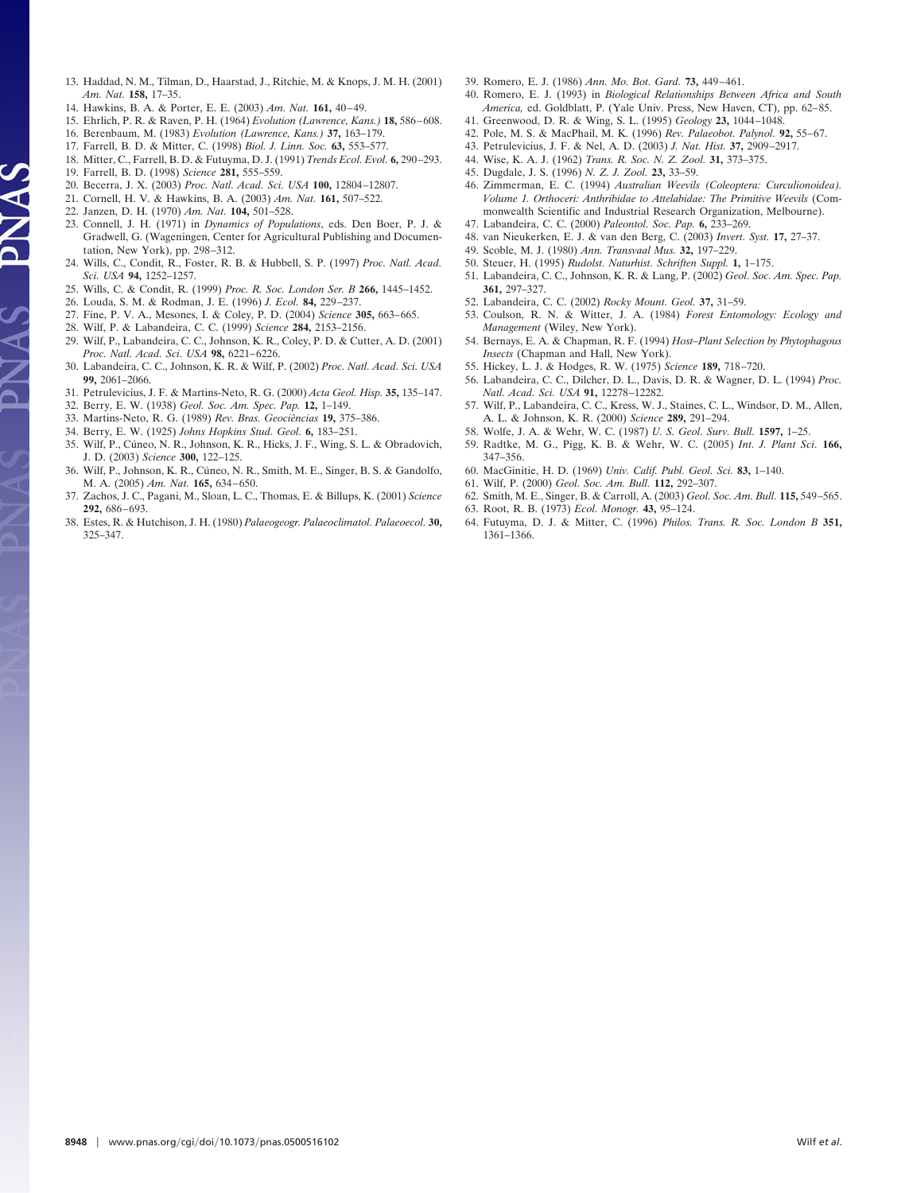13. Haddad, N. M., Tilman, D., Haarstad, J., Ritchie, M. & Knops, J. M. H. (2001) *Am. Nat.* **158,** 17–35.
14. Hawkins, B. A. & Porter, E. E. (2003) *Am. Nat.* **161,** 40–49.
15. Ehrlich, P. R. & Raven, P. H. (1964) *Evolution (Lawrence, Kans.)* **18,** 586–608.
16. Berenbaum, M. (1983) *Evolution (Lawrence, Kans.)* **37,** 163–179.
17. Farrell, B. D. & Mitter, C. (1998) *Biol. J. Linn. Soc.* **63,** 553–577.
18. Mitter, C., Farrell, B. D. & Futuyma, D. J. (1991) *Trends Ecol. Evol.* **6,** 290–293.
19. Farrell, B. D. (1998) *Science* **281,** 555–559.
20. Becerra, J. X. (2003) *Proc. Natl. Acad. Sci. USA* **100,** 12804–12807.
21. Cornell, H. V. & Hawkins, B. A. (2003) *Am. Nat.* **161,** 507–522.
22. Janzen, D. H. (1970) *Am. Nat.* **104,** 501–528.
23. Connell, J. H. (1971) in *Dynamics of Populations*, eds. Den Boer, P. J. & Gradwell, G. (Wageningen, Center for Agricultural Publishing and Documentation, New York), pp. 298–312.
24. Wills, C., Condit, R., Foster, R. B. & Hubbell, S. P. (1997) *Proc. Natl. Acad. Sci. USA* **94,** 1252–1257.
25. Wills, C. & Condit, R. (1999) *Proc. R. Soc. London Ser. B* **266,** 1445–1452.
26. Louda, S. M. & Rodman, J. E. (1996) *J. Ecol.* **84,** 229–237.
27. Fine, P. V. A., Mesones, I. & Coley, P. D. (2004) *Science* **305,** 663–665.
28. Wilf, P. & Labandeira, C. C. (1999) *Science* **284,** 2153–2156.
29. Wilf, P., Labandeira, C. C., Johnson, K. R., Coley, P. D. & Cutter, A. D. (2001) *Proc. Natl. Acad. Sci. USA* **98,** 6221–6226.
30. Labandeira, C. C., Johnson, K. R. & Wilf, P. (2002) *Proc. Natl. Acad. Sci. USA* **99,** 2061–2066.
31. Petrulevicius, J. F. & Martins-Neto, R. G. (2000) *Acta Geol. Hisp.* **35,** 135–147.
32. Berry, E. W. (1938) *Geol. Soc. Am. Spec. Pap.* **12,** 1–149.
33. Martins-Neto, R. G. (1989) *Rev. Bras. Geociências* **19,** 375–386.
34. Berry, E. W. (1925) *Johns Hopkins Stud. Geol.* **6,** 183–251.
35. Wilf, P., Cúneo, N. R., Johnson, K. R., Hicks, J. F., Wing, S. L. & Obradovich, J. D. (2003) *Science* **300,** 122–125.
36. Wilf, P., Johnson, K. R., Cúneo, N. R., Smith, M. E., Singer, B. S. & Gandolfo, M. A. (2005) *Am. Nat.* **165,** 634–650.
37. Zachos, J. C., Pagani, M., Sloan, L. C., Thomas, E. & Billups, K. (2001) *Science* **292,** 686–693.
38. Estes, R. & Hutchison, J. H. (1980) *Palaeogeogr. Palaeoclimatol. Palaeoecol.* **30,** 325–347.
39. Romero, E. J. (1986) *Ann. Mo. Bot. Gard.* **73,** 449–461.
40. Romero, E. J. (1993) in *Biological Relationships Between Africa and South America,* ed. Goldblatt, P. (Yale Univ. Press, New Haven, CT), pp. 62–85.
41. Greenwood, D. R. & Wing, S. L. (1995) *Geology* **23,** 1044–1048.
42. Pole, M. S. & MacPhail, M. K. (1996) *Rev. Palaeobot. Palynol.* **92,** 55–67.
43. Petrulevicius, J. F. & Nel, A. D. (2003) *J. Nat. Hist.* **37,** 2909–2917.
44. Wise, K. A. J. (1962) *Trans. R. Soc. N. Z. Zool.* **31,** 373–375.
45. Dugdale, J. S. (1996) *N. Z. J. Zool.* **23,** 33–59.
46. Zimmerman, E. C. (1994) *Australian Weevils (Coleoptera: Curculionoidea). Volume 1. Orthoceri: Anthribidae to Attelabidae: The Primitive Weevils* (Commonwealth Scientific and Industrial Research Organization, Melbourne).
47. Labandeira, C. C. (2000) *Paleontol. Soc. Pap.* **6,** 233–269.
48. van Nieukerken, E. J. & van den Berg, C. (2003) *Invert. Syst.* **17,** 27–37.
49. Scoble, M. J. (1980) *Ann. Transvaal Mus.* **32,** 197–229.
50. Steuer, H. (1995) *Rudolst. Naturhist. Schriften Suppl.* **1,** 1–175.
51. Labandeira, C. C., Johnson, K. R. & Lang, P. (2002) *Geol. Soc. Am. Spec. Pap.* **361,** 297–327.
52. Labandeira, C. C. (2002) *Rocky Mount. Geol.* **37,** 31–59.
53. Coulson, R. N. & Witter, J. A. (1984) *Forest Entomology: Ecology and Management* (Wiley, New York).
54. Bernays, E. A. & Chapman, R. F. (1994) *Host–Plant Selection by Phytophagous Insects* (Chapman and Hall, New York).
55. Hickey, L. J. & Hodges, R. W. (1975) *Science* **189,** 718–720.
56. Labandeira, C. C., Dilcher, D. L., Davis, D. R. & Wagner, D. L. (1994) *Proc. Natl. Acad. Sci. USA* **91,** 12278–12282.
57. Wilf, P., Labandeira, C. C., Kress, W. J., Staines, C. L., Windsor, D. M., Allen, A. L. & Johnson, K. R. (2000) *Science* **289,** 291–294.
58. Wolfe, J. A. & Wehr, W. C. (1987) *U. S. Geol. Surv. Bull.* **1597,** 1–25.
59. Radtke, M. G., Pigg, K. B. & Wehr, W. C. (2005) *Int. J. Plant Sci.* **166,** 347–356.
60. MacGinitie, H. D. (1969) *Univ. Calif. Publ. Geol. Sci.* **83,** 1–140.
61. Wilf, P. (2000) *Geol. Soc. Am. Bull.* **112,** 292–307.
62. Smith, M. E., Singer, B. & Carroll, A. (2003) *Geol. Soc. Am. Bull.* **115,** 549–565.
63. Root, R. B. (1973) *Ecol. Monogr.* **43,** 95–124.
64. Futuyma, D. J. & Mitter, C. (1996) *Philos. Trans. R. Soc. London B* **351,** 1361–1366.